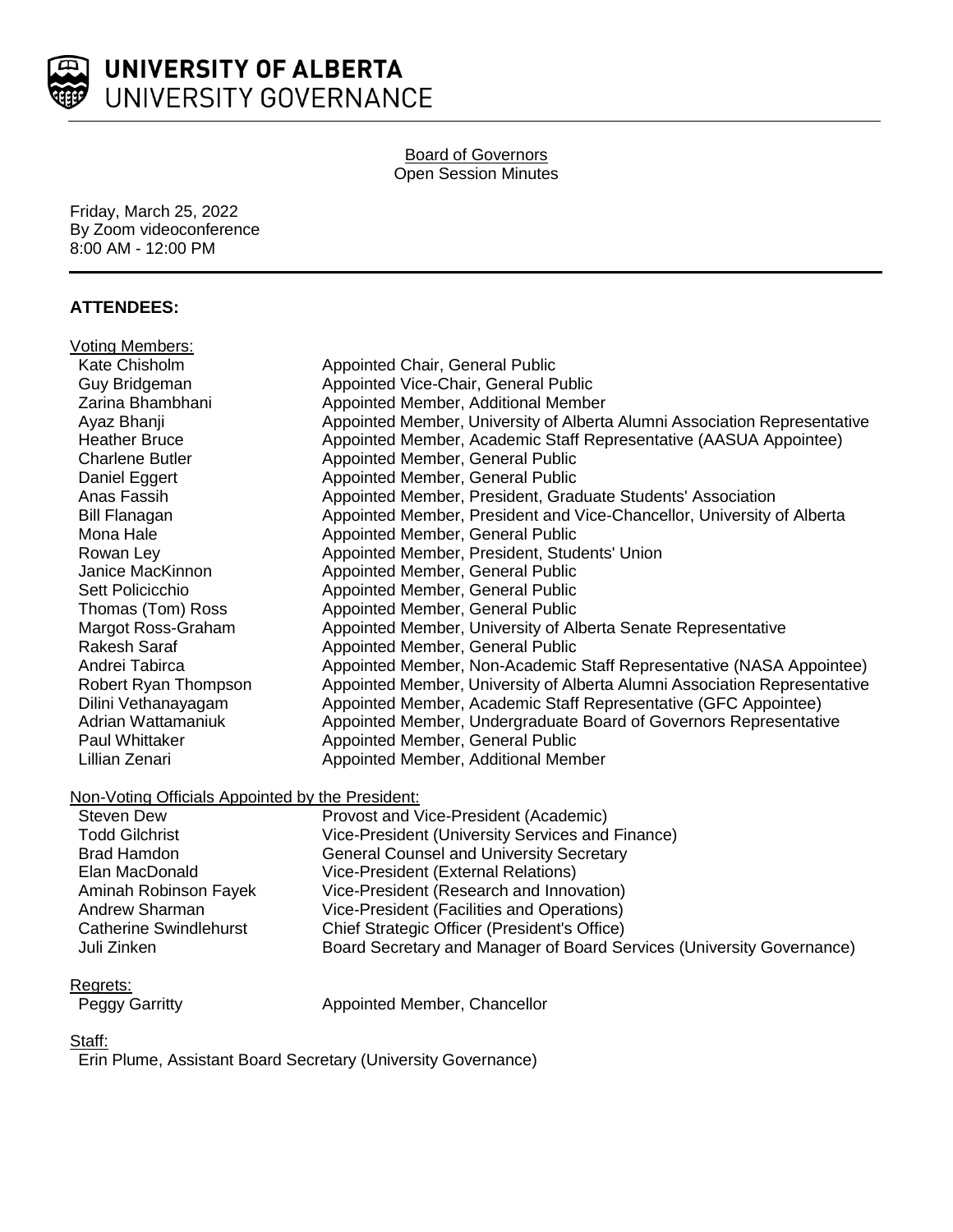**UNIVERSITY OF ALBERTA**
UNIVERSITY GOVERNANCE

Board of Governors
Open Session Minutes

Friday, March 25, 2022
By Zoom videoconference
8:00 AM - 12:00 PM

## ATTENDEES:

Voting Members:

| | |
|---|---|
| Kate Chisholm | Appointed Chair, General Public |
| Guy Bridgeman | Appointed Vice-Chair, General Public |
| Zarina Bhambhani | Appointed Member, Additional Member |
| Ayaz Bhanji | Appointed Member, University of Alberta Alumni Association Representative |
| Heather Bruce | Appointed Member, Academic Staff Representative (AASUA Appointee) |
| Charlene Butler | Appointed Member, General Public |
| Daniel Eggert | Appointed Member, General Public |
| Anas Fassih | Appointed Member, President, Graduate Students' Association |
| Bill Flanagan | Appointed Member, President and Vice-Chancellor, University of Alberta |
| Mona Hale | Appointed Member, General Public |
| Rowan Ley | Appointed Member, President, Students' Union |
| Janice MacKinnon | Appointed Member, General Public |
| Sett Policicchio | Appointed Member, General Public |
| Thomas (Tom) Ross | Appointed Member, General Public |
| Margot Ross-Graham | Appointed Member, University of Alberta Senate Representative |
| Rakesh Saraf | Appointed Member, General Public |
| Andrei Tabirca | Appointed Member, Non-Academic Staff Representative (NASA Appointee) |
| Robert Ryan Thompson | Appointed Member, University of Alberta Alumni Association Representative |
| Dilini Vethanayagam | Appointed Member, Academic Staff Representative (GFC Appointee) |
| Adrian Wattamaniuk | Appointed Member, Undergraduate Board of Governors Representative |
| Paul Whittaker | Appointed Member, General Public |
| Lillian Zenari | Appointed Member, Additional Member |

Non-Voting Officials Appointed by the President:

| | |
|---|---|
| Steven Dew | Provost and Vice-President (Academic) |
| Todd Gilchrist | Vice-President (University Services and Finance) |
| Brad Hamdon | General Counsel and University Secretary |
| Elan MacDonald | Vice-President (External Relations) |
| Aminah Robinson Fayek | Vice-President (Research and Innovation) |
| Andrew Sharman | Vice-President (Facilities and Operations) |
| Catherine Swindlehurst | Chief Strategic Officer (President's Office) |
| Juli Zinken | Board Secretary and Manager of Board Services (University Governance) |

Regrets:

| | |
|---|---|
| Peggy Garritty | Appointed Member, Chancellor |

Staff:

Erin Plume, Assistant Board Secretary (University Governance)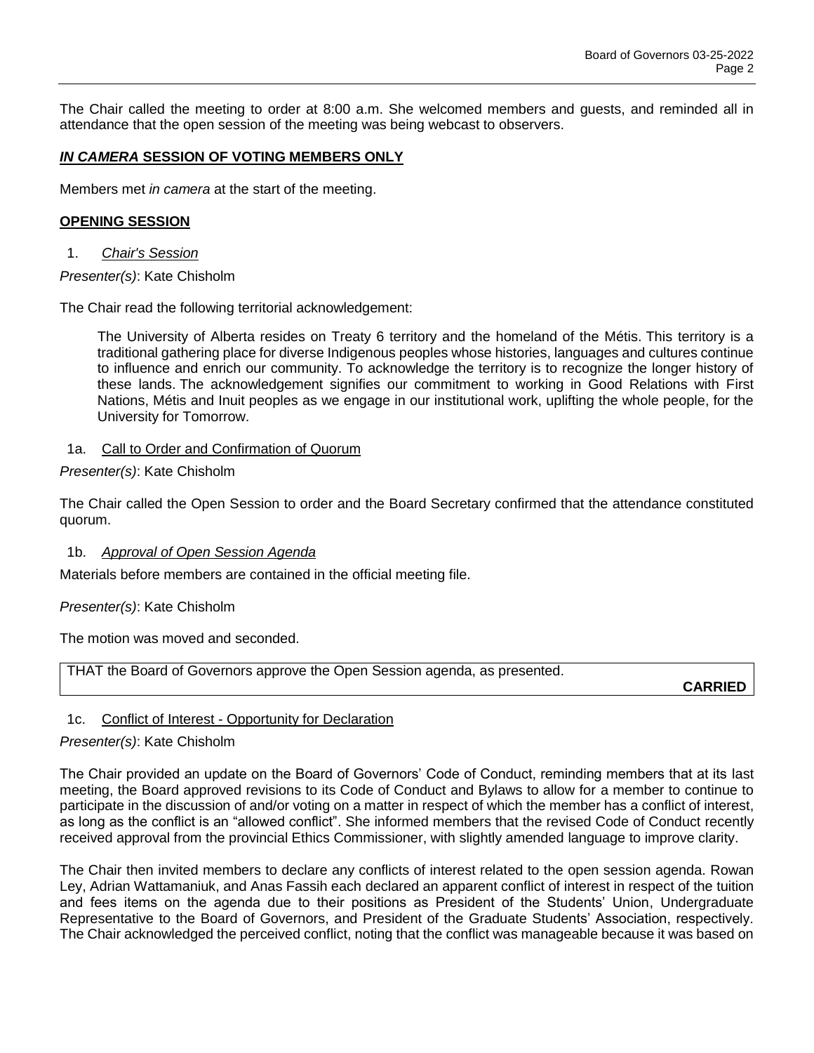The Chair called the meeting to order at 8:00 a.m. She welcomed members and guests, and reminded all in attendance that the open session of the meeting was being webcast to observers.

## ***IN CAMERA* SESSION OF VOTING MEMBERS ONLY**

Members met *in camera* at the start of the meeting.

## **OPENING SESSION**

1. *Chair's Session*

*Presenter(s)*: Kate Chisholm

The Chair read the following territorial acknowledgement:

> The University of Alberta resides on Treaty 6 territory and the homeland of the Métis. This territory is a traditional gathering place for diverse Indigenous peoples whose histories, languages and cultures continue to influence and enrich our community. To acknowledge the territory is to recognize the longer history of these lands. The acknowledgement signifies our commitment to working in Good Relations with First Nations, Métis and Inuit peoples as we engage in our institutional work, uplifting the whole people, for the University for Tomorrow.

1a. Call to Order and Confirmation of Quorum

*Presenter(s)*: Kate Chisholm

The Chair called the Open Session to order and the Board Secretary confirmed that the attendance constituted quorum.

1b. *Approval of Open Session Agenda*

Materials before members are contained in the official meeting file.

*Presenter(s)*: Kate Chisholm

The motion was moved and seconded.

| THAT the Board of Governors approve the Open Session agenda, as presented. **CARRIED** |
|---|

1c. Conflict of Interest - Opportunity for Declaration

*Presenter(s)*: Kate Chisholm

The Chair provided an update on the Board of Governors' Code of Conduct, reminding members that at its last meeting, the Board approved revisions to its Code of Conduct and Bylaws to allow for a member to continue to participate in the discussion of and/or voting on a matter in respect of which the member has a conflict of interest, as long as the conflict is an "allowed conflict". She informed members that the revised Code of Conduct recently received approval from the provincial Ethics Commissioner, with slightly amended language to improve clarity.

The Chair then invited members to declare any conflicts of interest related to the open session agenda. Rowan Ley, Adrian Wattamaniuk, and Anas Fassih each declared an apparent conflict of interest in respect of the tuition and fees items on the agenda due to their positions as President of the Students' Union, Undergraduate Representative to the Board of Governors, and President of the Graduate Students' Association, respectively. The Chair acknowledged the perceived conflict, noting that the conflict was manageable because it was based on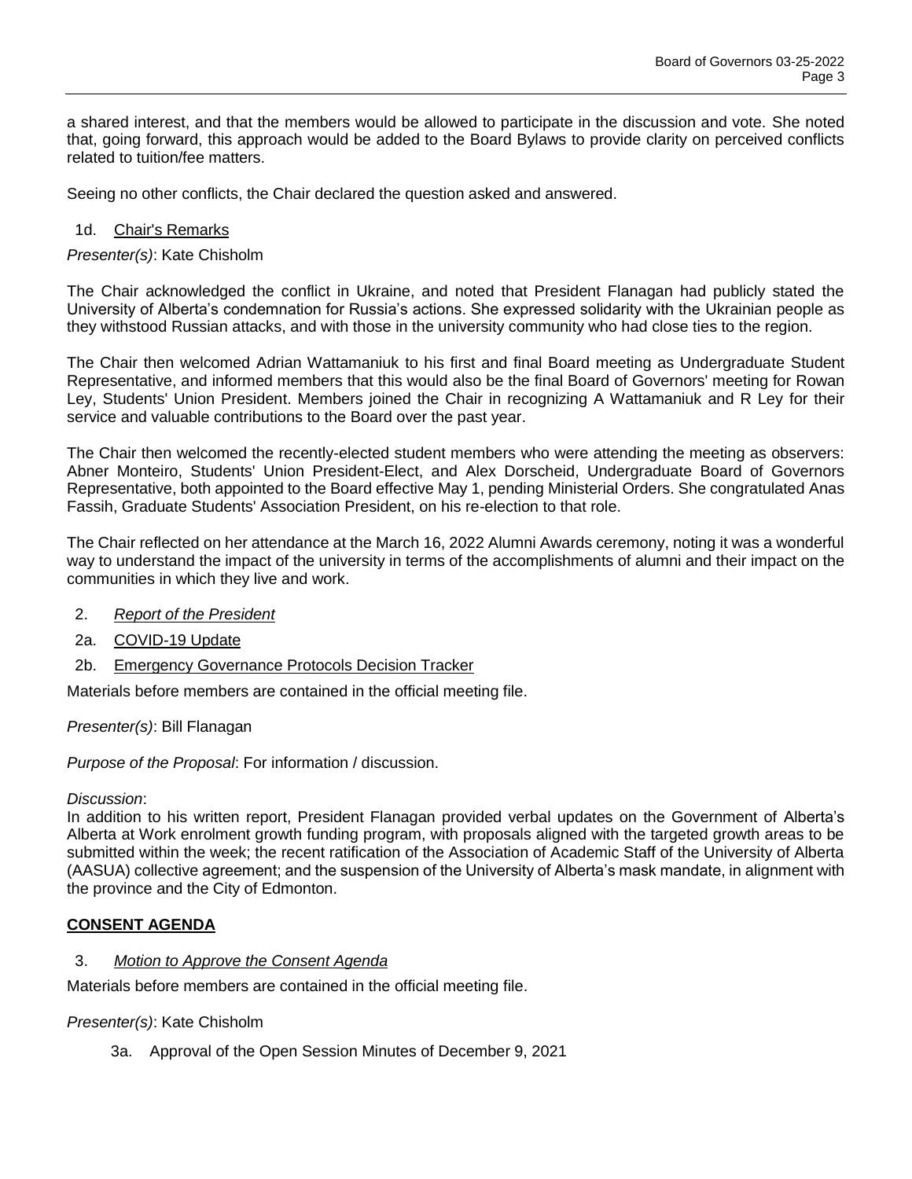a shared interest, and that the members would be allowed to participate in the discussion and vote. She noted that, going forward, this approach would be added to the Board Bylaws to provide clarity on perceived conflicts related to tuition/fee matters.

Seeing no other conflicts, the Chair declared the question asked and answered.

1d. Chair's Remarks

*Presenter(s)*: Kate Chisholm

The Chair acknowledged the conflict in Ukraine, and noted that President Flanagan had publicly stated the University of Alberta's condemnation for Russia's actions. She expressed solidarity with the Ukrainian people as they withstood Russian attacks, and with those in the university community who had close ties to the region.

The Chair then welcomed Adrian Wattamaniuk to his first and final Board meeting as Undergraduate Student Representative, and informed members that this would also be the final Board of Governors' meeting for Rowan Ley, Students' Union President. Members joined the Chair in recognizing A Wattamaniuk and R Ley for their service and valuable contributions to the Board over the past year.

The Chair then welcomed the recently-elected student members who were attending the meeting as observers: Abner Monteiro, Students' Union President-Elect, and Alex Dorscheid, Undergraduate Board of Governors Representative, both appointed to the Board effective May 1, pending Ministerial Orders. She congratulated Anas Fassih, Graduate Students' Association President, on his re-election to that role.

The Chair reflected on her attendance at the March 16, 2022 Alumni Awards ceremony, noting it was a wonderful way to understand the impact of the university in terms of the accomplishments of alumni and their impact on the communities in which they live and work.

2. *Report of the President*

2a. COVID-19 Update

2b. Emergency Governance Protocols Decision Tracker

Materials before members are contained in the official meeting file.

*Presenter(s)*: Bill Flanagan

*Purpose of the Proposal*: For information / discussion.

*Discussion*:
In addition to his written report, President Flanagan provided verbal updates on the Government of Alberta's Alberta at Work enrolment growth funding program, with proposals aligned with the targeted growth areas to be submitted within the week; the recent ratification of the Association of Academic Staff of the University of Alberta (AASUA) collective agreement; and the suspension of the University of Alberta's mask mandate, in alignment with the province and the City of Edmonton.

**CONSENT AGENDA**

3. *Motion to Approve the Consent Agenda*

Materials before members are contained in the official meeting file.

*Presenter(s)*: Kate Chisholm

3a. Approval of the Open Session Minutes of December 9, 2021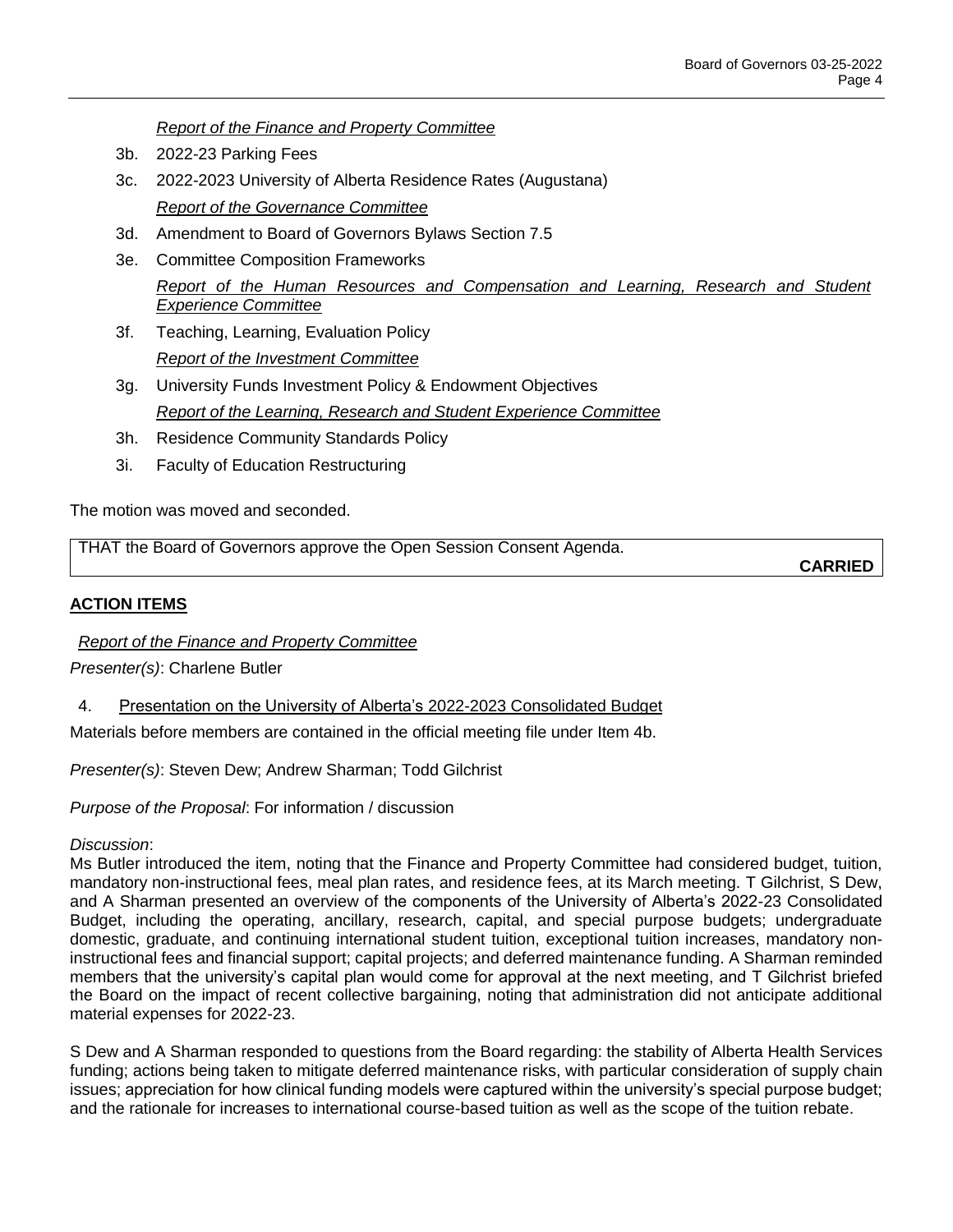*Report of the Finance and Property Committee*

3b. 2022-23 Parking Fees

3c. 2022-2023 University of Alberta Residence Rates (Augustana)

*Report of the Governance Committee*

3d. Amendment to Board of Governors Bylaws Section 7.5

3e. Committee Composition Frameworks

*Report of the Human Resources and Compensation and Learning, Research and Student Experience Committee*

3f. Teaching, Learning, Evaluation Policy

*Report of the Investment Committee*

3g. University Funds Investment Policy & Endowment Objectives

*Report of the Learning, Research and Student Experience Committee*

3h. Residence Community Standards Policy

3i. Faculty of Education Restructuring

The motion was moved and seconded.

THAT the Board of Governors approve the Open Session Consent Agenda.

**CARRIED**

## ACTION ITEMS

*Report of the Finance and Property Committee*

*Presenter(s)*: Charlene Butler

4. Presentation on the University of Alberta's 2022-2023 Consolidated Budget

Materials before members are contained in the official meeting file under Item 4b.

*Presenter(s)*: Steven Dew; Andrew Sharman; Todd Gilchrist

*Purpose of the Proposal*: For information / discussion

*Discussion*:

Ms Butler introduced the item, noting that the Finance and Property Committee had considered budget, tuition, mandatory non-instructional fees, meal plan rates, and residence fees, at its March meeting. T Gilchrist, S Dew, and A Sharman presented an overview of the components of the University of Alberta's 2022-23 Consolidated Budget, including the operating, ancillary, research, capital, and special purpose budgets; undergraduate domestic, graduate, and continuing international student tuition, exceptional tuition increases, mandatory non-instructional fees and financial support; capital projects; and deferred maintenance funding. A Sharman reminded members that the university's capital plan would come for approval at the next meeting, and T Gilchrist briefed the Board on the impact of recent collective bargaining, noting that administration did not anticipate additional material expenses for 2022-23.

S Dew and A Sharman responded to questions from the Board regarding: the stability of Alberta Health Services funding; actions being taken to mitigate deferred maintenance risks, with particular consideration of supply chain issues; appreciation for how clinical funding models were captured within the university's special purpose budget; and the rationale for increases to international course-based tuition as well as the scope of the tuition rebate.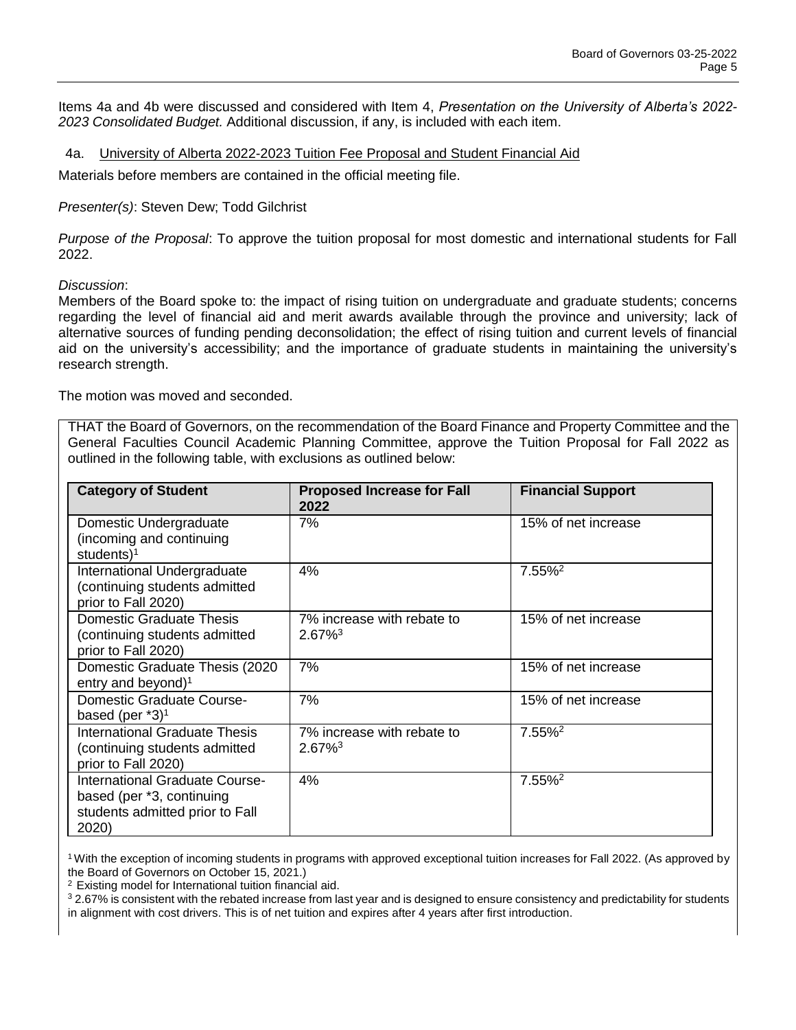Items 4a and 4b were discussed and considered with Item 4, *Presentation on the University of Alberta's 2022-2023 Consolidated Budget.* Additional discussion, if any, is included with each item.

## 4a. University of Alberta 2022-2023 Tuition Fee Proposal and Student Financial Aid

Materials before members are contained in the official meeting file.

*Presenter(s)*: Steven Dew; Todd Gilchrist

*Purpose of the Proposal*: To approve the tuition proposal for most domestic and international students for Fall 2022.

*Discussion*:
Members of the Board spoke to: the impact of rising tuition on undergraduate and graduate students; concerns regarding the level of financial aid and merit awards available through the province and university; lack of alternative sources of funding pending deconsolidation; the effect of rising tuition and current levels of financial aid on the university's accessibility; and the importance of graduate students in maintaining the university's research strength.

The motion was moved and seconded.

THAT the Board of Governors, on the recommendation of the Board Finance and Property Committee and the General Faculties Council Academic Planning Committee, approve the Tuition Proposal for Fall 2022 as outlined in the following table, with exclusions as outlined below:

| Category of Student | Proposed Increase for Fall 2022 | Financial Support |
|---|---|---|
| Domestic Undergraduate (incoming and continuing students)[1] | 7% | 15% of net increase |
| International Undergraduate (continuing students admitted prior to Fall 2020) | 4% | 7.55%[2] |
| Domestic Graduate Thesis (continuing students admitted prior to Fall 2020) | 7% increase with rebate to 2.67%[3] | 15% of net increase |
| Domestic Graduate Thesis (2020 entry and beyond)[1] | 7% | 15% of net increase |
| Domestic Graduate Course-based (per *3)[1] | 7% | 15% of net increase |
| International Graduate Thesis (continuing students admitted prior to Fall 2020) | 7% increase with rebate to 2.67%[3] | 7.55%[2] |
| International Graduate Course-based (per *3, continuing students admitted prior to Fall 2020) | 4% | 7.55%[2] |

[1] With the exception of incoming students in programs with approved exceptional tuition increases for Fall 2022. (As approved by the Board of Governors on October 15, 2021.)

[2] Existing model for International tuition financial aid.

[3] 2.67% is consistent with the rebated increase from last year and is designed to ensure consistency and predictability for students in alignment with cost drivers. This is of net tuition and expires after 4 years after first introduction.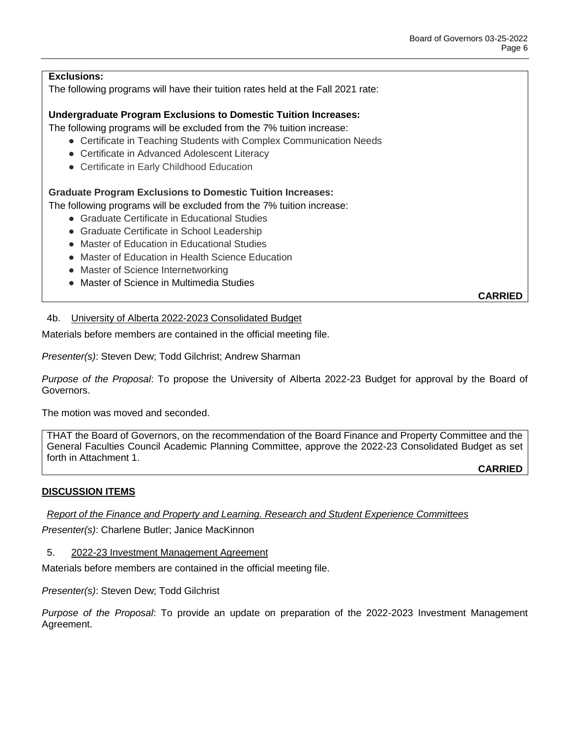**Exclusions:**

The following programs will have their tuition rates held at the Fall 2021 rate:

**Undergraduate Program Exclusions to Domestic Tuition Increases:**

The following programs will be excluded from the 7% tuition increase:

- Certificate in Teaching Students with Complex Communication Needs
- Certificate in Advanced Adolescent Literacy
- Certificate in Early Childhood Education

**Graduate Program Exclusions to Domestic Tuition Increases:**

The following programs will be excluded from the 7% tuition increase:

- Graduate Certificate in Educational Studies
- Graduate Certificate in School Leadership
- Master of Education in Educational Studies
- Master of Education in Health Science Education
- Master of Science Internetworking
- Master of Science in Multimedia Studies

**CARRIED**

4b. University of Alberta 2022-2023 Consolidated Budget

Materials before members are contained in the official meeting file.

*Presenter(s)*: Steven Dew; Todd Gilchrist; Andrew Sharman

*Purpose of the Proposal*: To propose the University of Alberta 2022-23 Budget for approval by the Board of Governors.

The motion was moved and seconded.

THAT the Board of Governors, on the recommendation of the Board Finance and Property Committee and the General Faculties Council Academic Planning Committee, approve the 2022-23 Consolidated Budget as set forth in Attachment 1.

**CARRIED**

**DISCUSSION ITEMS**

*Report of the Finance and Property and Learning. Research and Student Experience Committees*

*Presenter(s)*: Charlene Butler; Janice MacKinnon

5. 2022-23 Investment Management Agreement

Materials before members are contained in the official meeting file.

*Presenter(s)*: Steven Dew; Todd Gilchrist

*Purpose of the Proposal*: To provide an update on preparation of the 2022-2023 Investment Management Agreement.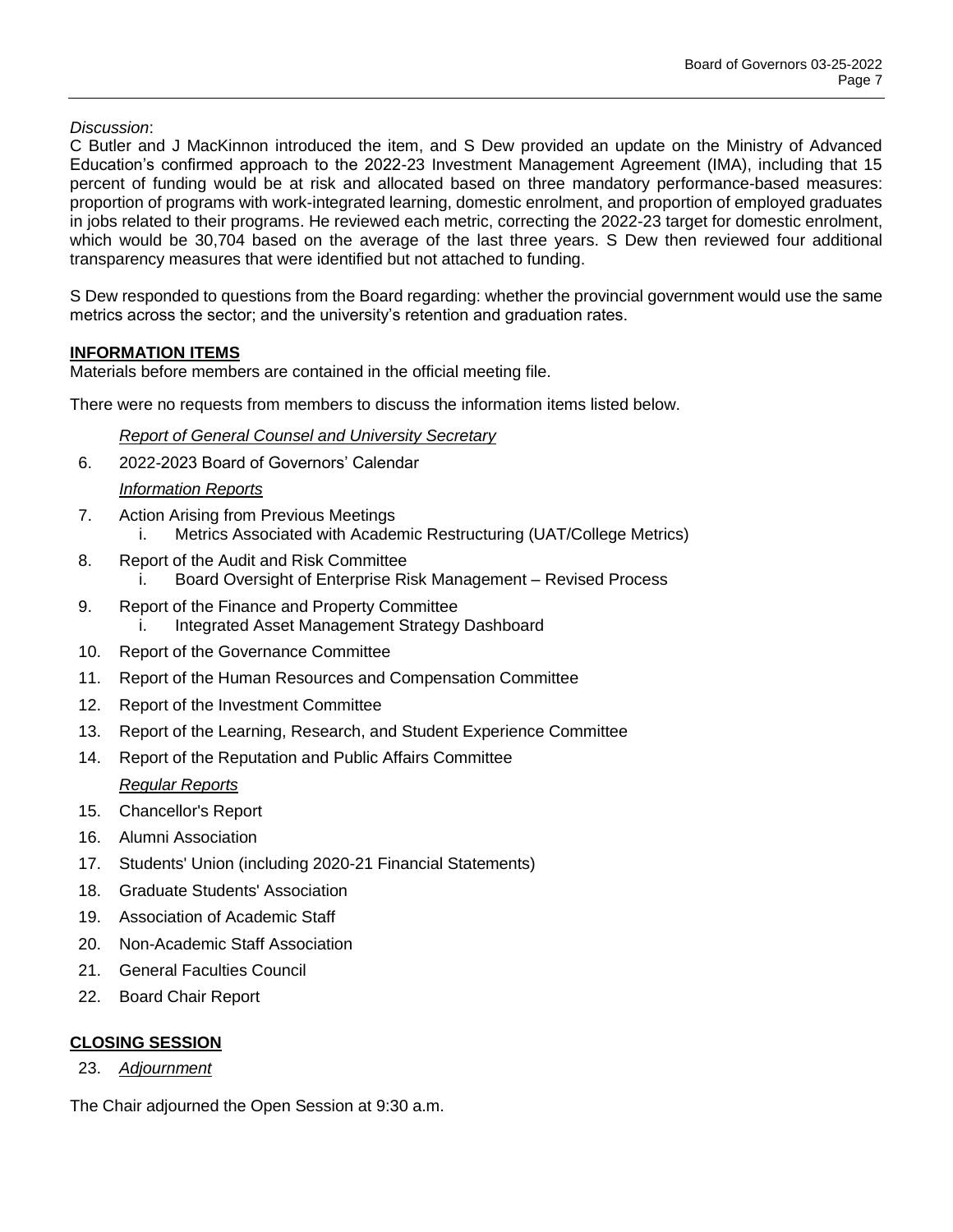*Discussion*:
C Butler and J MacKinnon introduced the item, and S Dew provided an update on the Ministry of Advanced Education's confirmed approach to the 2022-23 Investment Management Agreement (IMA), including that 15 percent of funding would be at risk and allocated based on three mandatory performance-based measures: proportion of programs with work-integrated learning, domestic enrolment, and proportion of employed graduates in jobs related to their programs. He reviewed each metric, correcting the 2022-23 target for domestic enrolment, which would be 30,704 based on the average of the last three years. S Dew then reviewed four additional transparency measures that were identified but not attached to funding.

S Dew responded to questions from the Board regarding: whether the provincial government would use the same metrics across the sector; and the university's retention and graduation rates.

## INFORMATION ITEMS

Materials before members are contained in the official meeting file.

There were no requests from members to discuss the information items listed below.

*Report of General Counsel and University Secretary*

6. 2022-2023 Board of Governors' Calendar

*Information Reports*

7. Action Arising from Previous Meetings
   i. Metrics Associated with Academic Restructuring (UAT/College Metrics)
8. Report of the Audit and Risk Committee
   i. Board Oversight of Enterprise Risk Management – Revised Process
9. Report of the Finance and Property Committee
   i. Integrated Asset Management Strategy Dashboard
10. Report of the Governance Committee
11. Report of the Human Resources and Compensation Committee
12. Report of the Investment Committee
13. Report of the Learning, Research, and Student Experience Committee
14. Report of the Reputation and Public Affairs Committee

*Regular Reports*

15. Chancellor's Report
16. Alumni Association
17. Students' Union (including 2020-21 Financial Statements)
18. Graduate Students' Association
19. Association of Academic Staff
20. Non-Academic Staff Association
21. General Faculties Council
22. Board Chair Report

## CLOSING SESSION

23. *Adjournment*

The Chair adjourned the Open Session at 9:30 a.m.